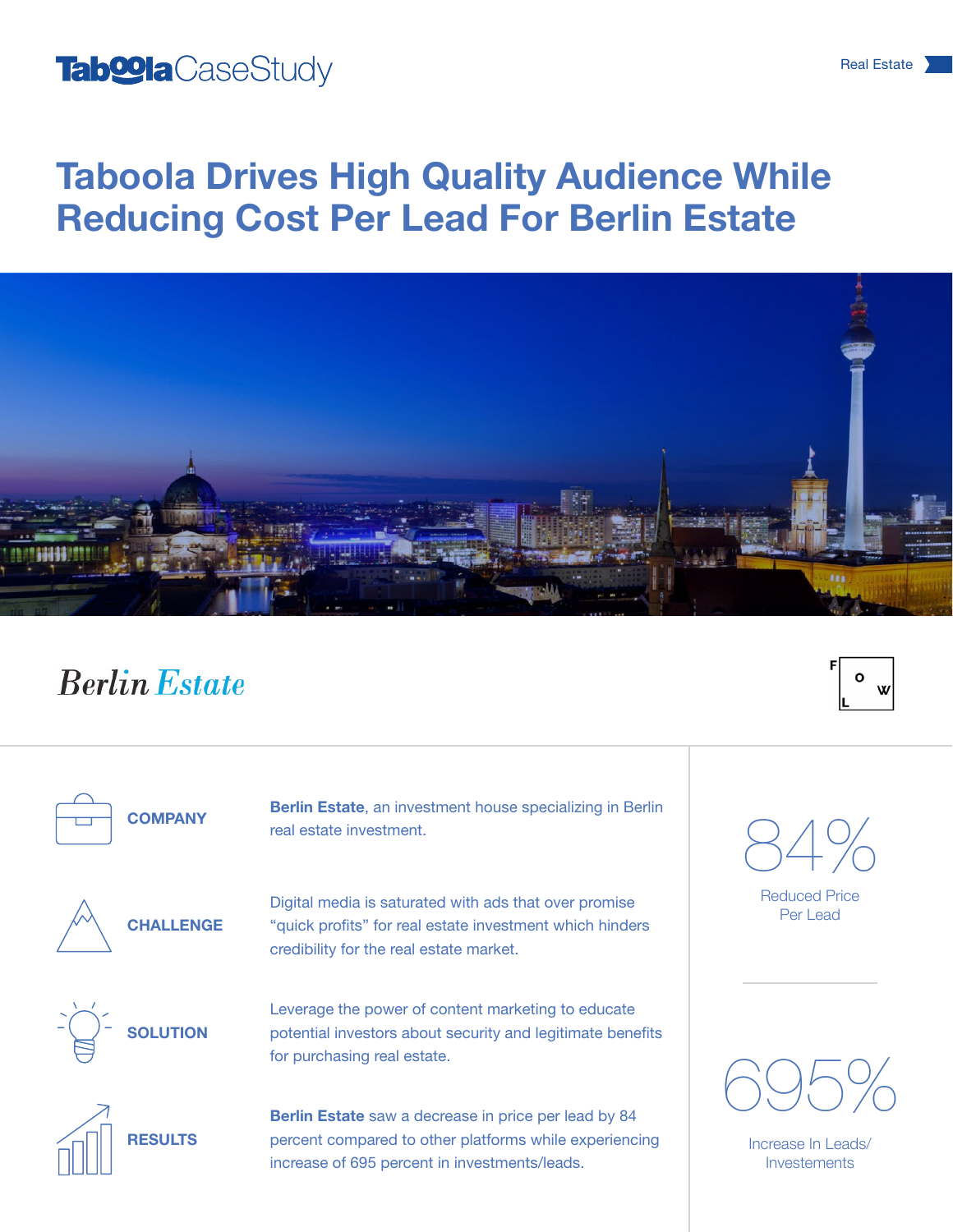Taboola CaseStudy

Real Estate

# Taboola Drives High Quality Audience While Reducing Cost Per Lead For Berlin Estate

Berlin Estate

**COMPANY**

**Berlin Estate**, an investment house specializing in Berlin real estate investment.

**CHALLENGE**

Digital media is saturated with ads that over promise "quick profits" for real estate investment which hinders credibility for the real estate market.

**SOLUTION**

Leverage the power of content marketing to educate potential investors about security and legitimate benefits for purchasing real estate.

**RESULTS**

**Berlin Estate** saw a decrease in price per lead by 84 percent compared to other platforms while experiencing increase of 695 percent in investments/leads.

84%

Reduced Price Per Lead

695%

Increase In Leads/ Investements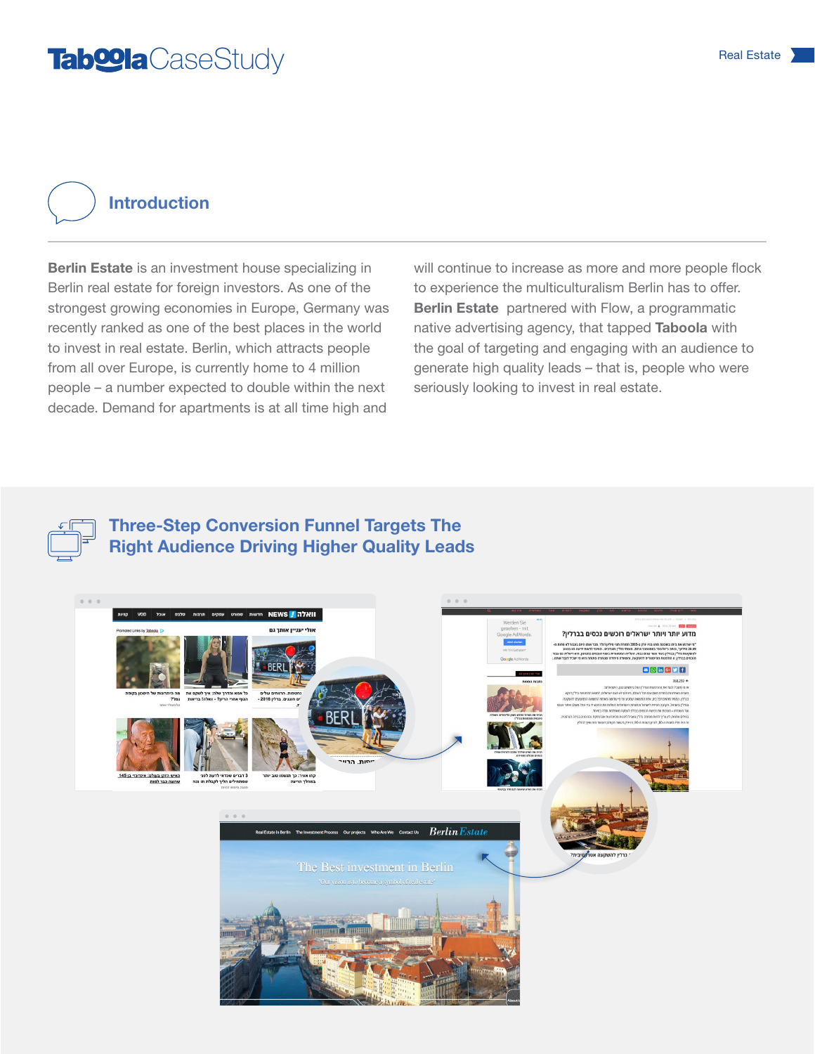# Taboola Case Study

Real Estate

## Introduction

**Berlin Estate** is an investment house specializing in Berlin real estate for foreign investors. As one of the strongest growing economies in Europe, Germany was recently ranked as one of the best places in the world to invest in real estate. Berlin, which attracts people from all over Europe, is currently home to 4 million people – a number expected to double within the next decade. Demand for apartments is at all time high and will continue to increase as more and more people flock to experience the multiculturalism Berlin has to offer.

**Berlin Estate** partnered with Flow, a programmatic native advertising agency, that tapped **Taboola** with the goal of targeting and engaging with an audience to generate high quality leads – that is, people who were seriously looking to invest in real estate.

## Three-Step Conversion Funnel Targets The Right Audience Driving Higher Quality Leads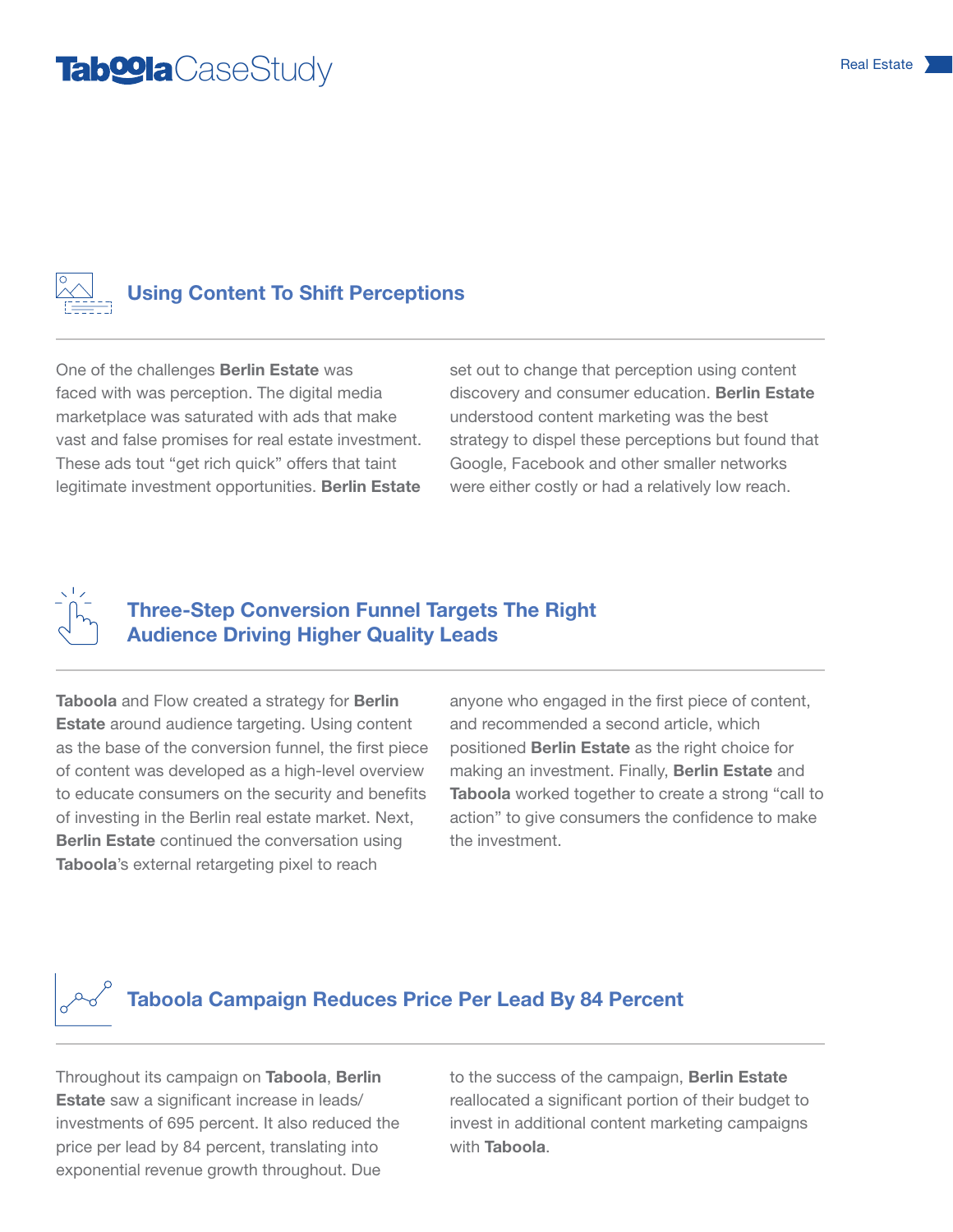## Using Content To Shift Perceptions

One of the challenges **Berlin Estate** was faced with was perception. The digital media marketplace was saturated with ads that make vast and false promises for real estate investment. These ads tout "get rich quick" offers that taint legitimate investment opportunities. **Berlin Estate** set out to change that perception using content discovery and consumer education. **Berlin Estate** understood content marketing was the best strategy to dispel these perceptions but found that Google, Facebook and other smaller networks were either costly or had a relatively low reach.

## Three-Step Conversion Funnel Targets The Right Audience Driving Higher Quality Leads

**Taboola** and Flow created a strategy for **Berlin Estate** around audience targeting. Using content as the base of the conversion funnel, the first piece of content was developed as a high-level overview to educate consumers on the security and benefits of investing in the Berlin real estate market. Next, **Berlin Estate** continued the conversation using **Taboola**'s external retargeting pixel to reach anyone who engaged in the first piece of content, and recommended a second article, which positioned **Berlin Estate** as the right choice for making an investment. Finally, **Berlin Estate** and **Taboola** worked together to create a strong "call to action" to give consumers the confidence to make the investment.

## Taboola Campaign Reduces Price Per Lead By 84 Percent

Throughout its campaign on **Taboola**, **Berlin Estate** saw a significant increase in leads/investments of 695 percent. It also reduced the price per lead by 84 percent, translating into exponential revenue growth throughout. Due to the success of the campaign, **Berlin Estate** reallocated a significant portion of their budget to invest in additional content marketing campaigns with **Taboola**.